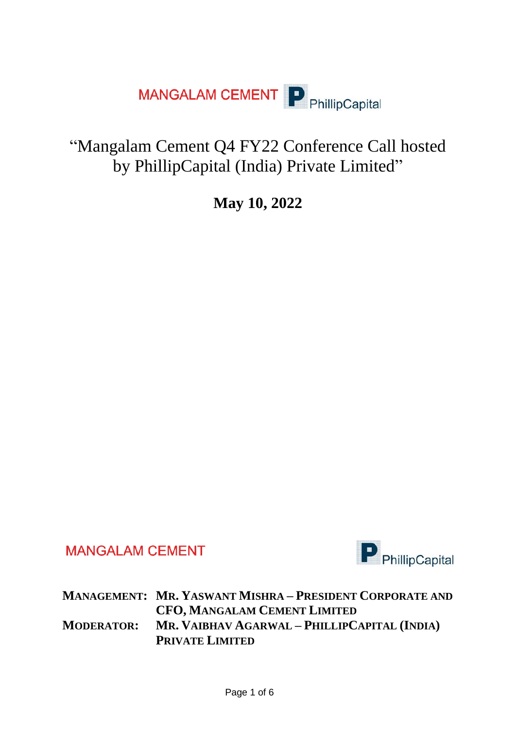MANGALAM CEMENT PhillipCapital

# "Mangalam Cement Q4 FY22 Conference Call hosted by PhillipCapital (India) Private Limited"

**May 10, 2022**

MANGALAM CEMENT PhillipCapital

**MANAGEMENT:** **MR. YASWANT MISHRA – PRESIDENT CORPORATE AND CFO, MANGALAM CEMENT LIMITED**

**MODERATOR:** **MR. VAIBHAV AGARWAL – PHILLIPCAPITAL (INDIA) PRIVATE LIMITED**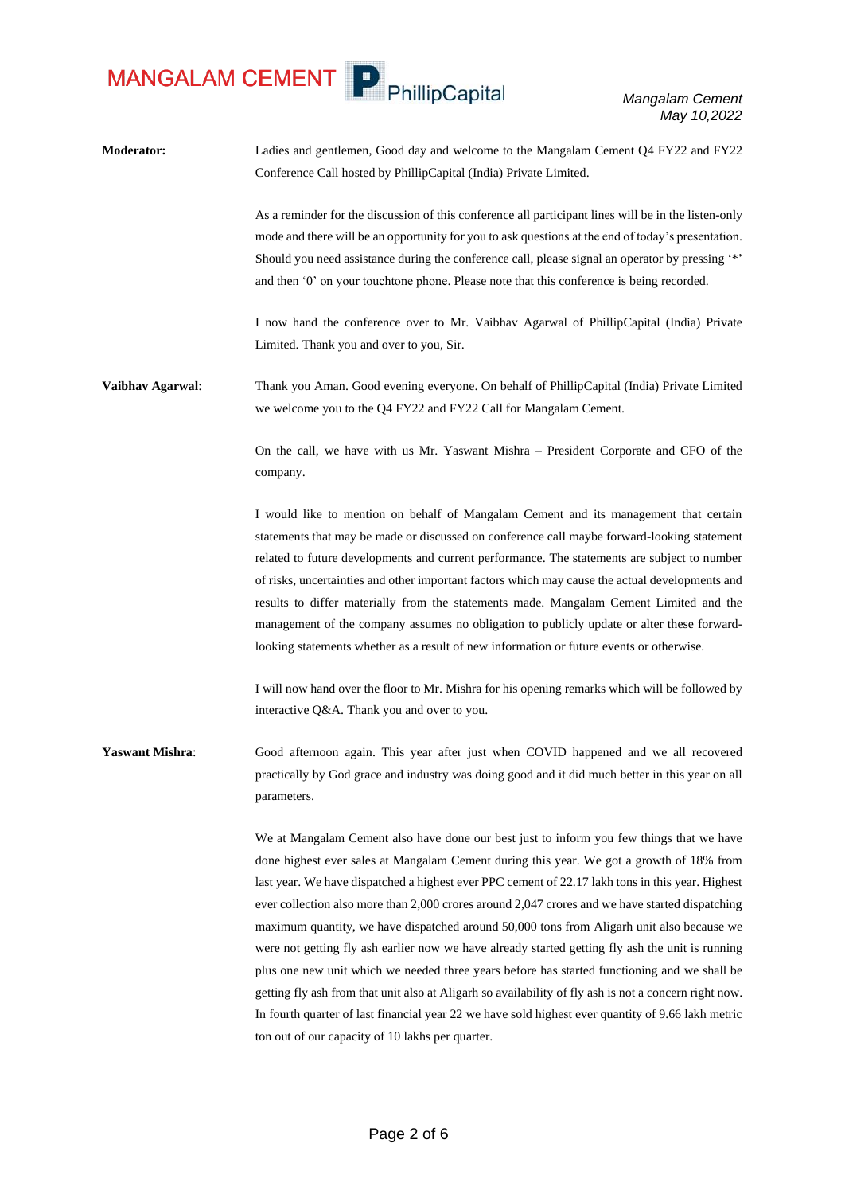**Moderator:** Ladies and gentlemen, Good day and welcome to the Mangalam Cement Q4 FY22 and FY22 Conference Call hosted by PhillipCapital (India) Private Limited.

As a reminder for the discussion of this conference all participant lines will be in the listen-only mode and there will be an opportunity for you to ask questions at the end of today's presentation. Should you need assistance during the conference call, please signal an operator by pressing '*' and then '0' on your touchtone phone. Please note that this conference is being recorded.

I now hand the conference over to Mr. Vaibhav Agarwal of PhillipCapital (India) Private Limited. Thank you and over to you, Sir.

**Vaibhav Agarwal**: Thank you Aman. Good evening everyone. On behalf of PhillipCapital (India) Private Limited we welcome you to the Q4 FY22 and FY22 Call for Mangalam Cement.

On the call, we have with us Mr. Yaswant Mishra – President Corporate and CFO of the company.

I would like to mention on behalf of Mangalam Cement and its management that certain statements that may be made or discussed on conference call maybe forward-looking statement related to future developments and current performance. The statements are subject to number of risks, uncertainties and other important factors which may cause the actual developments and results to differ materially from the statements made. Mangalam Cement Limited and the management of the company assumes no obligation to publicly update or alter these forward-looking statements whether as a result of new information or future events or otherwise.

I will now hand over the floor to Mr. Mishra for his opening remarks which will be followed by interactive Q&A. Thank you and over to you.

**Yaswant Mishra**: Good afternoon again. This year after just when COVID happened and we all recovered practically by God grace and industry was doing good and it did much better in this year on all parameters.

We at Mangalam Cement also have done our best just to inform you few things that we have done highest ever sales at Mangalam Cement during this year. We got a growth of 18% from last year. We have dispatched a highest ever PPC cement of 22.17 lakh tons in this year. Highest ever collection also more than 2,000 crores around 2,047 crores and we have started dispatching maximum quantity, we have dispatched around 50,000 tons from Aligarh unit also because we were not getting fly ash earlier now we have already started getting fly ash the unit is running plus one new unit which we needed three years before has started functioning and we shall be getting fly ash from that unit also at Aligarh so availability of fly ash is not a concern right now. In fourth quarter of last financial year 22 we have sold highest ever quantity of 9.66 lakh metric ton out of our capacity of 10 lakhs per quarter.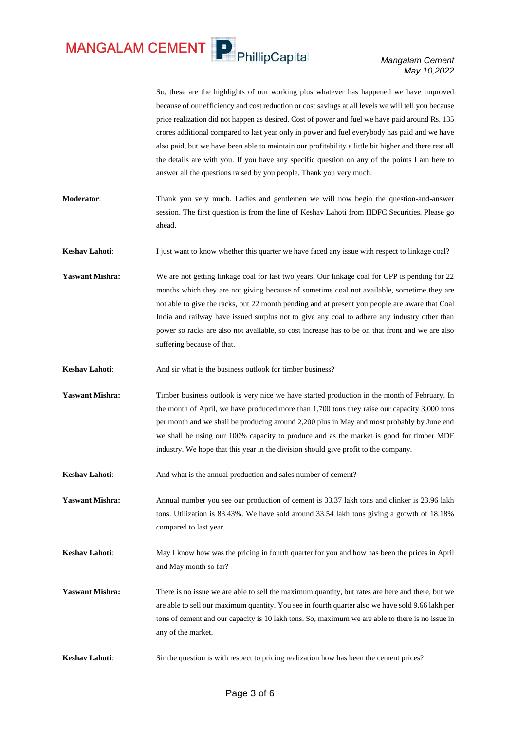So, these are the highlights of our working plus whatever has happened we have improved because of our efficiency and cost reduction or cost savings at all levels we will tell you because price realization did not happen as desired. Cost of power and fuel we have paid around Rs. 135 crores additional compared to last year only in power and fuel everybody has paid and we have also paid, but we have been able to maintain our profitability a little bit higher and there rest all the details are with you. If you have any specific question on any of the points I am here to answer all the questions raised by you people. Thank you very much.

**Moderator**: Thank you very much. Ladies and gentlemen we will now begin the question-and-answer session. The first question is from the line of Keshav Lahoti from HDFC Securities. Please go ahead.

**Keshav Lahoti**: I just want to know whether this quarter we have faced any issue with respect to linkage coal?

**Yaswant Mishra:** We are not getting linkage coal for last two years. Our linkage coal for CPP is pending for 22 months which they are not giving because of sometime coal not available, sometime they are not able to give the racks, but 22 month pending and at present you people are aware that Coal India and railway have issued surplus not to give any coal to adhere any industry other than power so racks are also not available, so cost increase has to be on that front and we are also suffering because of that.

**Keshav Lahoti**: And sir what is the business outlook for timber business?

**Yaswant Mishra:** Timber business outlook is very nice we have started production in the month of February. In the month of April, we have produced more than 1,700 tons they raise our capacity 3,000 tons per month and we shall be producing around 2,200 plus in May and most probably by June end we shall be using our 100% capacity to produce and as the market is good for timber MDF industry. We hope that this year in the division should give profit to the company.

**Keshav Lahoti**: And what is the annual production and sales number of cement?

**Yaswant Mishra:** Annual number you see our production of cement is 33.37 lakh tons and clinker is 23.96 lakh tons. Utilization is 83.43%. We have sold around 33.54 lakh tons giving a growth of 18.18% compared to last year.

**Keshav Lahoti**: May I know how was the pricing in fourth quarter for you and how has been the prices in April and May month so far?

**Yaswant Mishra:** There is no issue we are able to sell the maximum quantity, but rates are here and there, but we are able to sell our maximum quantity. You see in fourth quarter also we have sold 9.66 lakh per tons of cement and our capacity is 10 lakh tons. So, maximum we are able to there is no issue in any of the market.

**Keshav Lahoti**: Sir the question is with respect to pricing realization how has been the cement prices?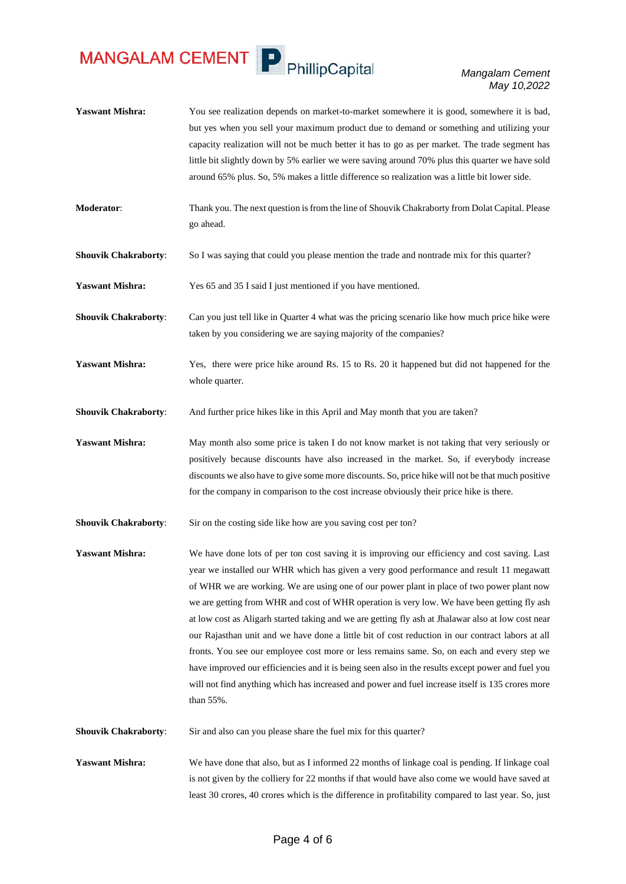**Yaswant Mishra:** You see realization depends on market-to-market somewhere it is good, somewhere it is bad, but yes when you sell your maximum product due to demand or something and utilizing your capacity realization will not be much better it has to go as per market. The trade segment has little bit slightly down by 5% earlier we were saving around 70% plus this quarter we have sold around 65% plus. So, 5% makes a little difference so realization was a little bit lower side.

**Moderator**: Thank you. The next question is from the line of Shouvik Chakraborty from Dolat Capital. Please go ahead.

**Shouvik Chakraborty**: So I was saying that could you please mention the trade and nontrade mix for this quarter?

**Yaswant Mishra:** Yes 65 and 35 I said I just mentioned if you have mentioned.

**Shouvik Chakraborty**: Can you just tell like in Quarter 4 what was the pricing scenario like how much price hike were taken by you considering we are saying majority of the companies?

**Yaswant Mishra:** Yes, there were price hike around Rs. 15 to Rs. 20 it happened but did not happened for the whole quarter.

**Shouvik Chakraborty**: And further price hikes like in this April and May month that you are taken?

**Yaswant Mishra:** May month also some price is taken I do not know market is not taking that very seriously or positively because discounts have also increased in the market. So, if everybody increase discounts we also have to give some more discounts. So, price hike will not be that much positive for the company in comparison to the cost increase obviously their price hike is there.

**Shouvik Chakraborty**: Sir on the costing side like how are you saving cost per ton?

**Yaswant Mishra:** We have done lots of per ton cost saving it is improving our efficiency and cost saving. Last year we installed our WHR which has given a very good performance and result 11 megawatt of WHR we are working. We are using one of our power plant in place of two power plant now we are getting from WHR and cost of WHR operation is very low. We have been getting fly ash at low cost as Aligarh started taking and we are getting fly ash at Jhalawar also at low cost near our Rajasthan unit and we have done a little bit of cost reduction in our contract labors at all fronts. You see our employee cost more or less remains same. So, on each and every step we have improved our efficiencies and it is being seen also in the results except power and fuel you will not find anything which has increased and power and fuel increase itself is 135 crores more than 55%.

**Shouvik Chakraborty**: Sir and also can you please share the fuel mix for this quarter?

**Yaswant Mishra:** We have done that also, but as I informed 22 months of linkage coal is pending. If linkage coal is not given by the colliery for 22 months if that would have also come we would have saved at least 30 crores, 40 crores which is the difference in profitability compared to last year. So, just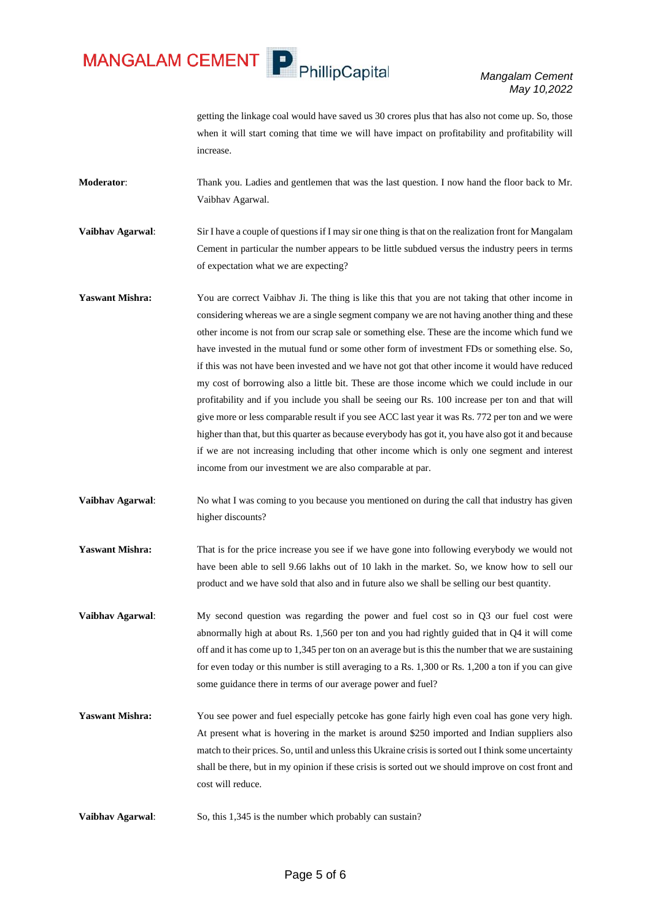getting the linkage coal would have saved us 30 crores plus that has also not come up. So, those when it will start coming that time we will have impact on profitability and profitability will increase.

**Moderator**: Thank you. Ladies and gentlemen that was the last question. I now hand the floor back to Mr. Vaibhav Agarwal.

**Vaibhav Agarwal**: Sir I have a couple of questions if I may sir one thing is that on the realization front for Mangalam Cement in particular the number appears to be little subdued versus the industry peers in terms of expectation what we are expecting?

**Yaswant Mishra:** You are correct Vaibhav Ji. The thing is like this that you are not taking that other income in considering whereas we are a single segment company we are not having another thing and these other income is not from our scrap sale or something else. These are the income which fund we have invested in the mutual fund or some other form of investment FDs or something else. So, if this was not have been invested and we have not got that other income it would have reduced my cost of borrowing also a little bit. These are those income which we could include in our profitability and if you include you shall be seeing our Rs. 100 increase per ton and that will give more or less comparable result if you see ACC last year it was Rs. 772 per ton and we were higher than that, but this quarter as because everybody has got it, you have also got it and because if we are not increasing including that other income which is only one segment and interest income from our investment we are also comparable at par.

**Vaibhav Agarwal**: No what I was coming to you because you mentioned on during the call that industry has given higher discounts?

**Yaswant Mishra:** That is for the price increase you see if we have gone into following everybody we would not have been able to sell 9.66 lakhs out of 10 lakh in the market. So, we know how to sell our product and we have sold that also and in future also we shall be selling our best quantity.

**Vaibhav Agarwal**: My second question was regarding the power and fuel cost so in Q3 our fuel cost were abnormally high at about Rs. 1,560 per ton and you had rightly guided that in Q4 it will come off and it has come up to 1,345 per ton on an average but is this the number that we are sustaining for even today or this number is still averaging to a Rs. 1,300 or Rs. 1,200 a ton if you can give some guidance there in terms of our average power and fuel?

**Yaswant Mishra:** You see power and fuel especially petcoke has gone fairly high even coal has gone very high. At present what is hovering in the market is around $250 imported and Indian suppliers also match to their prices. So, until and unless this Ukraine crisis is sorted out I think some uncertainty shall be there, but in my opinion if these crisis is sorted out we should improve on cost front and cost will reduce.

**Vaibhav Agarwal**: So, this 1,345 is the number which probably can sustain?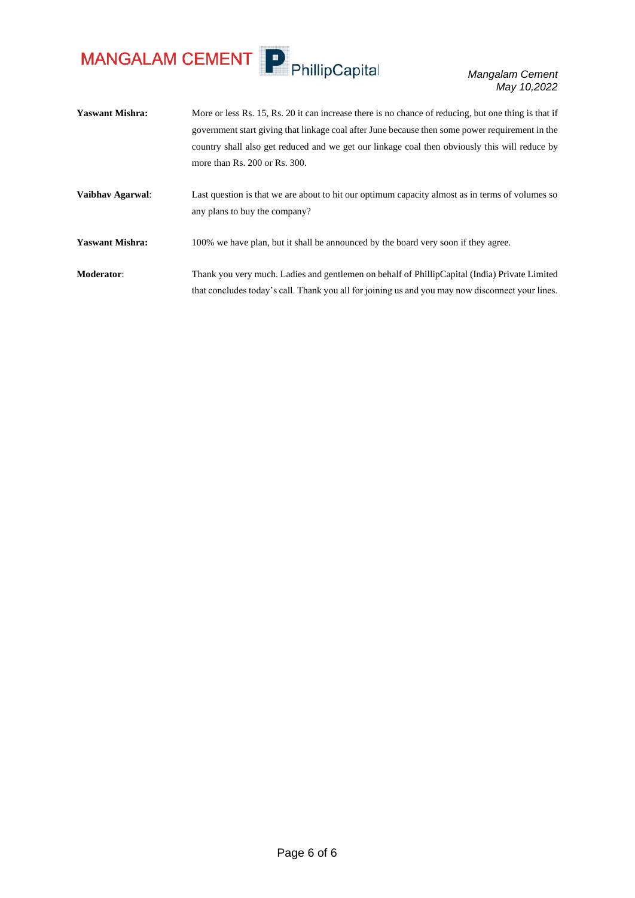**Yaswant Mishra:** More or less Rs. 15, Rs. 20 it can increase there is no chance of reducing, but one thing is that if government start giving that linkage coal after June because then some power requirement in the country shall also get reduced and we get our linkage coal then obviously this will reduce by more than Rs. 200 or Rs. 300.

**Vaibhav Agarwal**: Last question is that we are about to hit our optimum capacity almost as in terms of volumes so any plans to buy the company?

**Yaswant Mishra:** 100% we have plan, but it shall be announced by the board very soon if they agree.

**Moderator**: Thank you very much. Ladies and gentlemen on behalf of PhillipCapital (India) Private Limited that concludes today's call. Thank you all for joining us and you may now disconnect your lines.